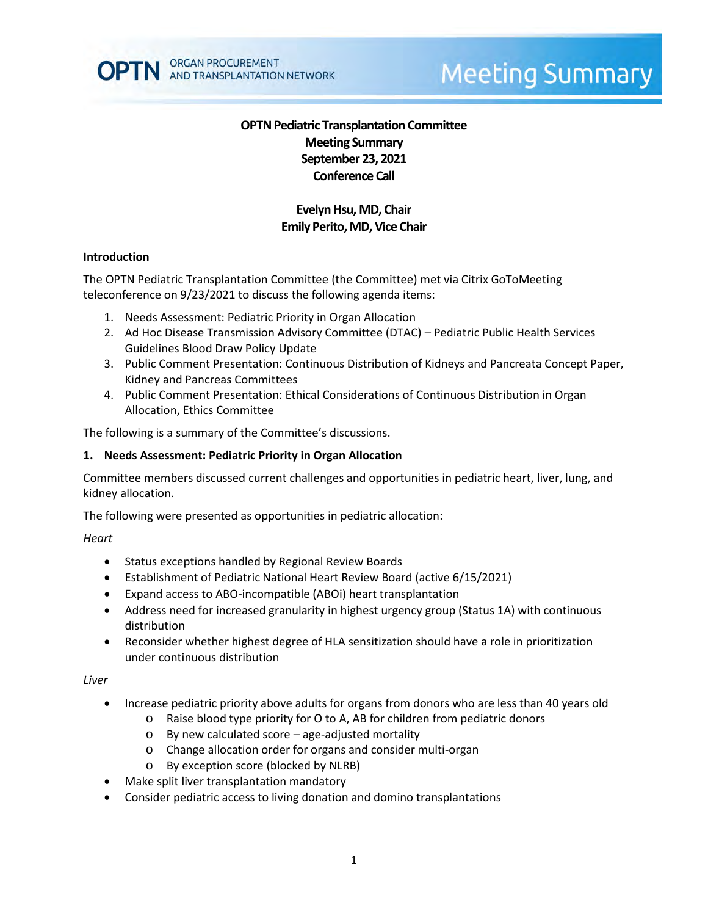OPTN ORGAN PROCUREMENT AND TRANSPLANTATION NETWORK

# Meeting Summary

**OPTN Pediatric Transplantation Committee**
**Meeting Summary**
**September 23, 2021**
**Conference Call**

**Evelyn Hsu, MD, Chair**
**Emily Perito, MD, Vice Chair**

## Introduction

The OPTN Pediatric Transplantation Committee (the Committee) met via Citrix GoToMeeting teleconference on 9/23/2021 to discuss the following agenda items:

1. Needs Assessment: Pediatric Priority in Organ Allocation
2. Ad Hoc Disease Transmission Advisory Committee (DTAC) – Pediatric Public Health Services Guidelines Blood Draw Policy Update
3. Public Comment Presentation: Continuous Distribution of Kidneys and Pancreata Concept Paper, Kidney and Pancreas Committees
4. Public Comment Presentation: Ethical Considerations of Continuous Distribution in Organ Allocation, Ethics Committee

The following is a summary of the Committee's discussions.

## 1. Needs Assessment: Pediatric Priority in Organ Allocation

Committee members discussed current challenges and opportunities in pediatric heart, liver, lung, and kidney allocation.

The following were presented as opportunities in pediatric allocation:

*Heart*

- Status exceptions handled by Regional Review Boards
- Establishment of Pediatric National Heart Review Board (active 6/15/2021)
- Expand access to ABO-incompatible (ABOi) heart transplantation
- Address need for increased granularity in highest urgency group (Status 1A) with continuous distribution
- Reconsider whether highest degree of HLA sensitization should have a role in prioritization under continuous distribution

*Liver*

- Increase pediatric priority above adults for organs from donors who are less than 40 years old
  - Raise blood type priority for O to A, AB for children from pediatric donors
  - By new calculated score – age-adjusted mortality
  - Change allocation order for organs and consider multi-organ
  - By exception score (blocked by NLRB)
- Make split liver transplantation mandatory
- Consider pediatric access to living donation and domino transplantations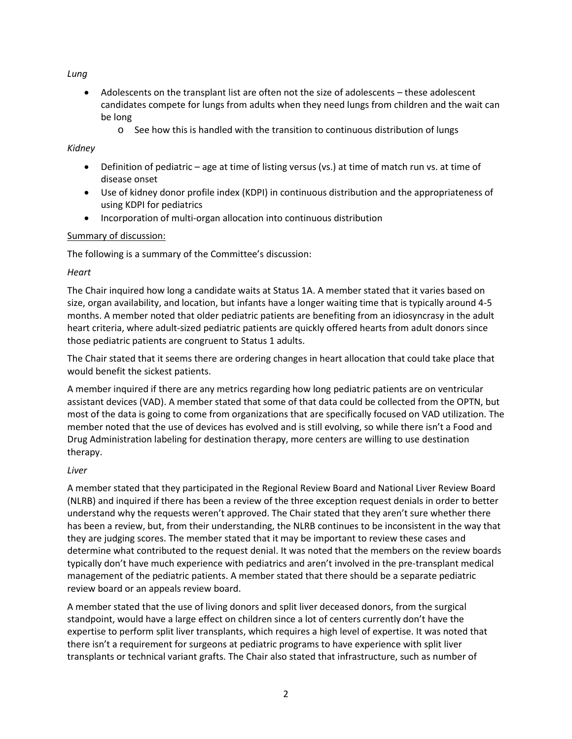*Lung*

- Adolescents on the transplant list are often not the size of adolescents – these adolescent candidates compete for lungs from adults when they need lungs from children and the wait can be long
  - See how this is handled with the transition to continuous distribution of lungs

*Kidney*

- Definition of pediatric – age at time of listing versus (vs.) at time of match run vs. at time of disease onset
- Use of kidney donor profile index (KDPI) in continuous distribution and the appropriateness of using KDPI for pediatrics
- Incorporation of multi-organ allocation into continuous distribution

Summary of discussion:

The following is a summary of the Committee's discussion:

*Heart*

The Chair inquired how long a candidate waits at Status 1A. A member stated that it varies based on size, organ availability, and location, but infants have a longer waiting time that is typically around 4-5 months. A member noted that older pediatric patients are benefiting from an idiosyncrasy in the adult heart criteria, where adult-sized pediatric patients are quickly offered hearts from adult donors since those pediatric patients are congruent to Status 1 adults.

The Chair stated that it seems there are ordering changes in heart allocation that could take place that would benefit the sickest patients.

A member inquired if there are any metrics regarding how long pediatric patients are on ventricular assistant devices (VAD). A member stated that some of that data could be collected from the OPTN, but most of the data is going to come from organizations that are specifically focused on VAD utilization. The member noted that the use of devices has evolved and is still evolving, so while there isn't a Food and Drug Administration labeling for destination therapy, more centers are willing to use destination therapy.

*Liver*

A member stated that they participated in the Regional Review Board and National Liver Review Board (NLRB) and inquired if there has been a review of the three exception request denials in order to better understand why the requests weren't approved. The Chair stated that they aren't sure whether there has been a review, but, from their understanding, the NLRB continues to be inconsistent in the way that they are judging scores. The member stated that it may be important to review these cases and determine what contributed to the request denial. It was noted that the members on the review boards typically don't have much experience with pediatrics and aren't involved in the pre-transplant medical management of the pediatric patients. A member stated that there should be a separate pediatric review board or an appeals review board.

A member stated that the use of living donors and split liver deceased donors, from the surgical standpoint, would have a large effect on children since a lot of centers currently don't have the expertise to perform split liver transplants, which requires a high level of expertise. It was noted that there isn't a requirement for surgeons at pediatric programs to have experience with split liver transplants or technical variant grafts. The Chair also stated that infrastructure, such as number of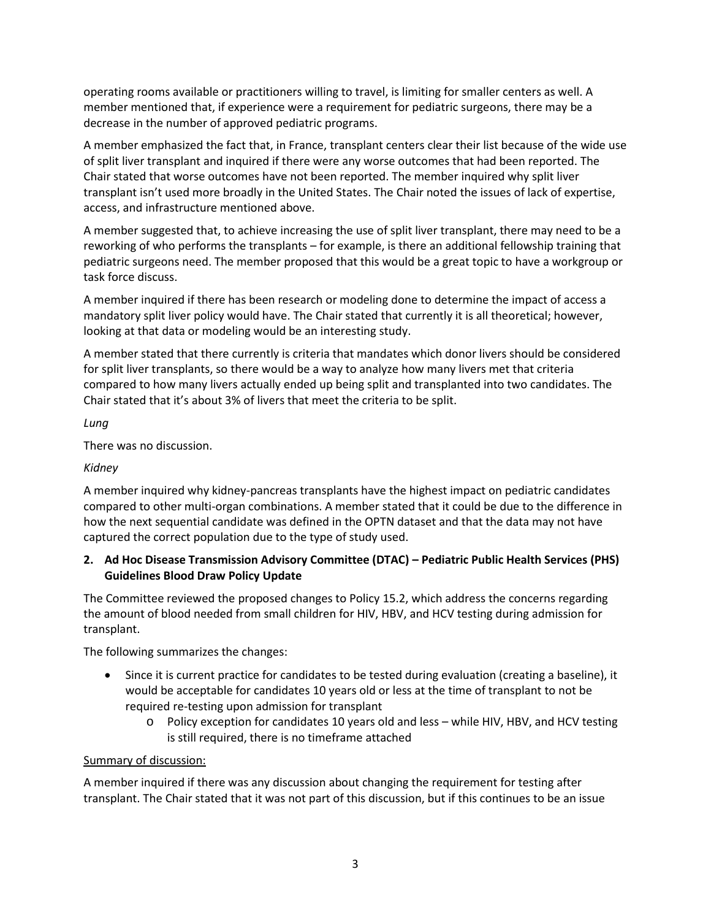operating rooms available or practitioners willing to travel, is limiting for smaller centers as well. A member mentioned that, if experience were a requirement for pediatric surgeons, there may be a decrease in the number of approved pediatric programs.

A member emphasized the fact that, in France, transplant centers clear their list because of the wide use of split liver transplant and inquired if there were any worse outcomes that had been reported. The Chair stated that worse outcomes have not been reported. The member inquired why split liver transplant isn't used more broadly in the United States. The Chair noted the issues of lack of expertise, access, and infrastructure mentioned above.

A member suggested that, to achieve increasing the use of split liver transplant, there may need to be a reworking of who performs the transplants – for example, is there an additional fellowship training that pediatric surgeons need. The member proposed that this would be a great topic to have a workgroup or task force discuss.

A member inquired if there has been research or modeling done to determine the impact of access a mandatory split liver policy would have. The Chair stated that currently it is all theoretical; however, looking at that data or modeling would be an interesting study.

A member stated that there currently is criteria that mandates which donor livers should be considered for split liver transplants, so there would be a way to analyze how many livers met that criteria compared to how many livers actually ended up being split and transplanted into two candidates. The Chair stated that it's about 3% of livers that meet the criteria to be split.

*Lung*

There was no discussion.

*Kidney*

A member inquired why kidney-pancreas transplants have the highest impact on pediatric candidates compared to other multi-organ combinations. A member stated that it could be due to the difference in how the next sequential candidate was defined in the OPTN dataset and that the data may not have captured the correct population due to the type of study used.

**2. Ad Hoc Disease Transmission Advisory Committee (DTAC) – Pediatric Public Health Services (PHS) Guidelines Blood Draw Policy Update**

The Committee reviewed the proposed changes to Policy 15.2, which address the concerns regarding the amount of blood needed from small children for HIV, HBV, and HCV testing during admission for transplant.

The following summarizes the changes:

- Since it is current practice for candidates to be tested during evaluation (creating a baseline), it would be acceptable for candidates 10 years old or less at the time of transplant to not be required re-testing upon admission for transplant
  - Policy exception for candidates 10 years old and less – while HIV, HBV, and HCV testing is still required, there is no timeframe attached

Summary of discussion:

A member inquired if there was any discussion about changing the requirement for testing after transplant. The Chair stated that it was not part of this discussion, but if this continues to be an issue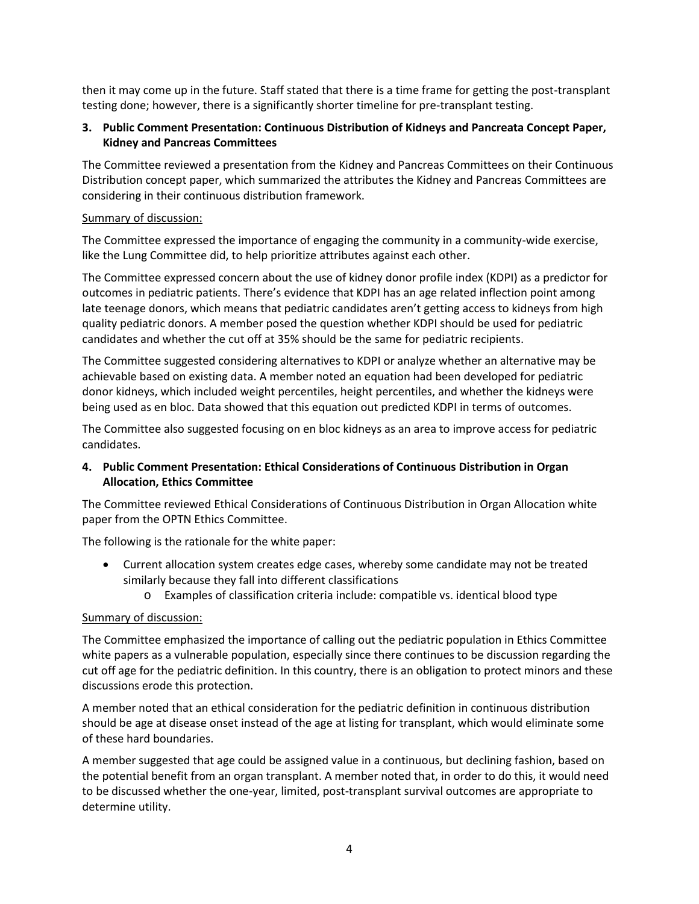then it may come up in the future. Staff stated that there is a time frame for getting the post-transplant testing done; however, there is a significantly shorter timeline for pre-transplant testing.

**3. Public Comment Presentation: Continuous Distribution of Kidneys and Pancreata Concept Paper, Kidney and Pancreas Committees**

The Committee reviewed a presentation from the Kidney and Pancreas Committees on their Continuous Distribution concept paper, which summarized the attributes the Kidney and Pancreas Committees are considering in their continuous distribution framework.

Summary of discussion:

The Committee expressed the importance of engaging the community in a community-wide exercise, like the Lung Committee did, to help prioritize attributes against each other.

The Committee expressed concern about the use of kidney donor profile index (KDPI) as a predictor for outcomes in pediatric patients. There's evidence that KDPI has an age related inflection point among late teenage donors, which means that pediatric candidates aren't getting access to kidneys from high quality pediatric donors. A member posed the question whether KDPI should be used for pediatric candidates and whether the cut off at 35% should be the same for pediatric recipients.

The Committee suggested considering alternatives to KDPI or analyze whether an alternative may be achievable based on existing data. A member noted an equation had been developed for pediatric donor kidneys, which included weight percentiles, height percentiles, and whether the kidneys were being used as en bloc. Data showed that this equation out predicted KDPI in terms of outcomes.

The Committee also suggested focusing on en bloc kidneys as an area to improve access for pediatric candidates.

**4. Public Comment Presentation: Ethical Considerations of Continuous Distribution in Organ Allocation, Ethics Committee**

The Committee reviewed Ethical Considerations of Continuous Distribution in Organ Allocation white paper from the OPTN Ethics Committee.

The following is the rationale for the white paper:

- Current allocation system creates edge cases, whereby some candidate may not be treated similarly because they fall into different classifications
    - Examples of classification criteria include: compatible vs. identical blood type

Summary of discussion:

The Committee emphasized the importance of calling out the pediatric population in Ethics Committee white papers as a vulnerable population, especially since there continues to be discussion regarding the cut off age for the pediatric definition. In this country, there is an obligation to protect minors and these discussions erode this protection.

A member noted that an ethical consideration for the pediatric definition in continuous distribution should be age at disease onset instead of the age at listing for transplant, which would eliminate some of these hard boundaries.

A member suggested that age could be assigned value in a continuous, but declining fashion, based on the potential benefit from an organ transplant. A member noted that, in order to do this, it would need to be discussed whether the one-year, limited, post-transplant survival outcomes are appropriate to determine utility.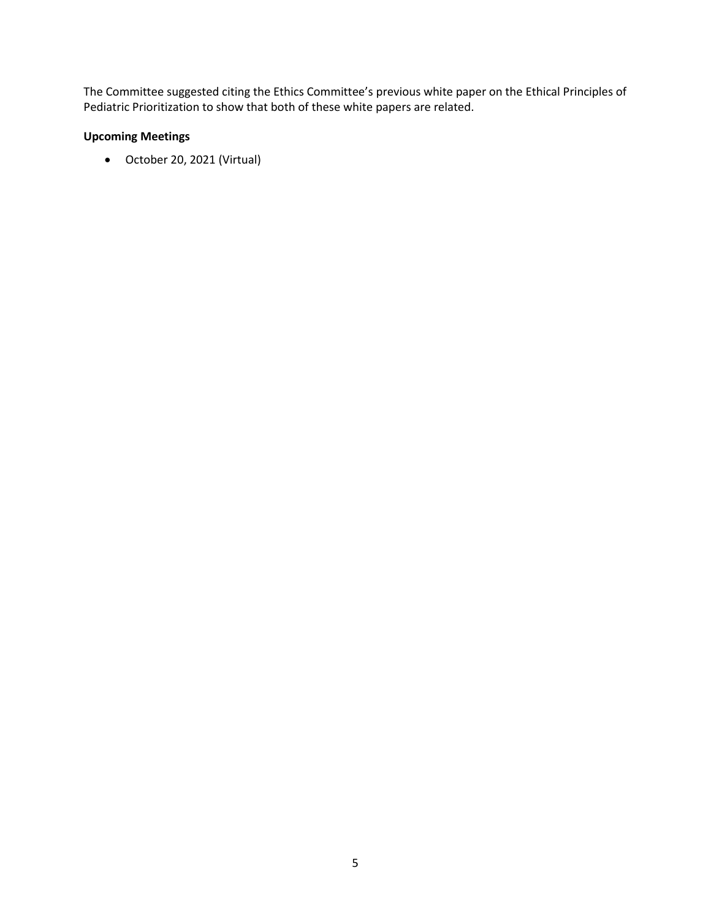The Committee suggested citing the Ethics Committee's previous white paper on the Ethical Principles of Pediatric Prioritization to show that both of these white papers are related.

**Upcoming Meetings**

- October 20, 2021 (Virtual)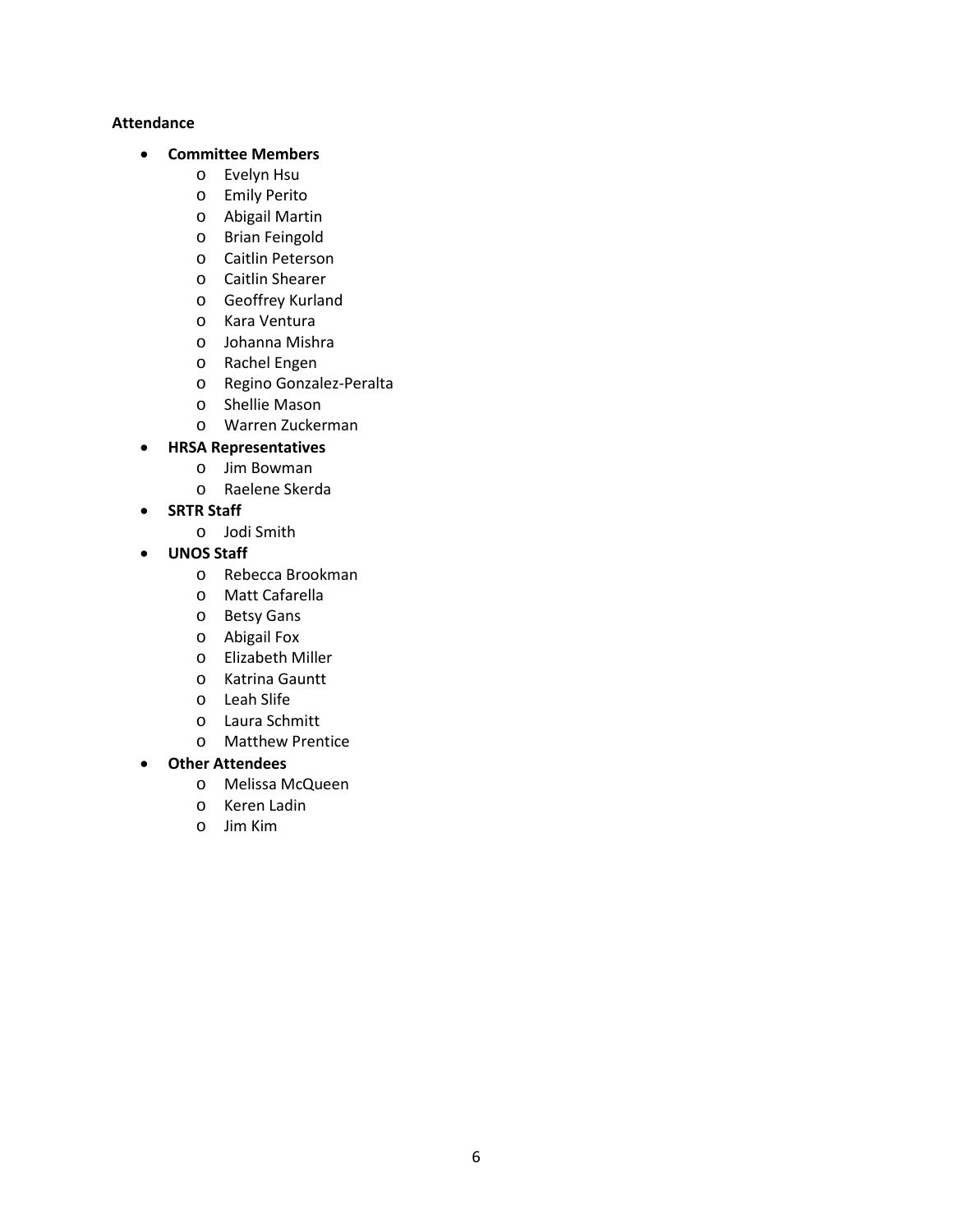**Attendance**

- **Committee Members**
    - Evelyn Hsu
    - Emily Perito
    - Abigail Martin
    - Brian Feingold
    - Caitlin Peterson
    - Caitlin Shearer
    - Geoffrey Kurland
    - Kara Ventura
    - Johanna Mishra
    - Rachel Engen
    - Regino Gonzalez-Peralta
    - Shellie Mason
    - Warren Zuckerman
- **HRSA Representatives**
    - Jim Bowman
    - Raelene Skerda
- **SRTR Staff**
    - Jodi Smith
- **UNOS Staff**
    - Rebecca Brookman
    - Matt Cafarella
    - Betsy Gans
    - Abigail Fox
    - Elizabeth Miller
    - Katrina Gauntt
    - Leah Slife
    - Laura Schmitt
    - Matthew Prentice
- **Other Attendees**
    - Melissa McQueen
    - Keren Ladin
    - Jim Kim